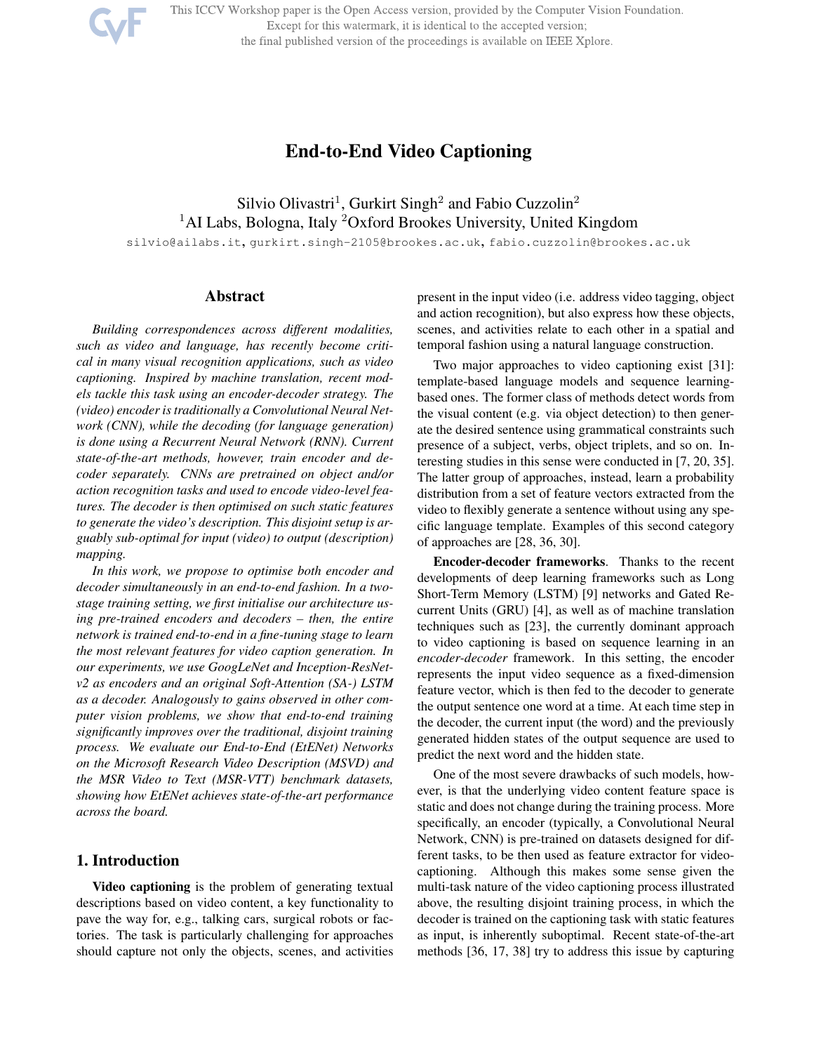# End-to-End Video Captioning

Silvio Olivastri[1], Gurkirt Singh[2] and Fabio Cuzzolin[2]
[1]AI Labs, Bologna, Italy [2]Oxford Brookes University, United Kingdom

silvio@ailabs.it, gurkirt.singh-2105@brookes.ac.uk, fabio.cuzzolin@brookes.ac.uk

## Abstract

*Building correspondences across different modalities, such as video and language, has recently become critical in many visual recognition applications, such as video captioning. Inspired by machine translation, recent models tackle this task using an encoder-decoder strategy. The (video) encoder is traditionally a Convolutional Neural Network (CNN), while the decoding (for language generation) is done using a Recurrent Neural Network (RNN). Current state-of-the-art methods, however, train encoder and decoder separately. CNNs are pretrained on object and/or action recognition tasks and used to encode video-level features. The decoder is then optimised on such static features to generate the video's description. This disjoint setup is arguably sub-optimal for input (video) to output (description) mapping.*

*In this work, we propose to optimise both encoder and decoder simultaneously in an end-to-end fashion. In a two-stage training setting, we first initialise our architecture using pre-trained encoders and decoders – then, the entire network is trained end-to-end in a fine-tuning stage to learn the most relevant features for video caption generation. In our experiments, we use GoogLeNet and Inception-ResNet-v2 as encoders and an original Soft-Attention (SA-) LSTM as a decoder. Analogously to gains observed in other computer vision problems, we show that end-to-end training significantly improves over the traditional, disjoint training process. We evaluate our End-to-End (EtENet) Networks on the Microsoft Research Video Description (MSVD) and the MSR Video to Text (MSR-VTT) benchmark datasets, showing how EtENet achieves state-of-the-art performance across the board.*

## 1. Introduction

**Video captioning** is the problem of generating textual descriptions based on video content, a key functionality to pave the way for, e.g., talking cars, surgical robots or factories. The task is particularly challenging for approaches should capture not only the objects, scenes, and activities present in the input video (i.e. address video tagging, object and action recognition), but also express how these objects, scenes, and activities relate to each other in a spatial and temporal fashion using a natural language construction.

Two major approaches to video captioning exist [31]: template-based language models and sequence learning-based ones. The former class of methods detect words from the visual content (e.g. via object detection) to then generate the desired sentence using grammatical constraints such presence of a subject, verbs, object triplets, and so on. Interesting studies in this sense were conducted in [7, 20, 35]. The latter group of approaches, instead, learn a probability distribution from a set of feature vectors extracted from the video to flexibly generate a sentence without using any specific language template. Examples of this second category of approaches are [28, 36, 30].

**Encoder-decoder frameworks**. Thanks to the recent developments of deep learning frameworks such as Long Short-Term Memory (LSTM) [9] networks and Gated Recurrent Units (GRU) [4], as well as of machine translation techniques such as [23], the currently dominant approach to video captioning is based on sequence learning in an *encoder-decoder* framework. In this setting, the encoder represents the input video sequence as a fixed-dimension feature vector, which is then fed to the decoder to generate the output sentence one word at a time. At each time step in the decoder, the current input (the word) and the previously generated hidden states of the output sequence are used to predict the next word and the hidden state.

One of the most severe drawbacks of such models, however, is that the underlying video content feature space is static and does not change during the training process. More specifically, an encoder (typically, a Convolutional Neural Network, CNN) is pre-trained on datasets designed for different tasks, to be then used as feature extractor for video-captioning. Although this makes some sense given the multi-task nature of the video captioning process illustrated above, the resulting disjoint training process, in which the decoder is trained on the captioning task with static features as input, is inherently suboptimal. Recent state-of-the-art methods [36, 17, 38] try to address this issue by capturing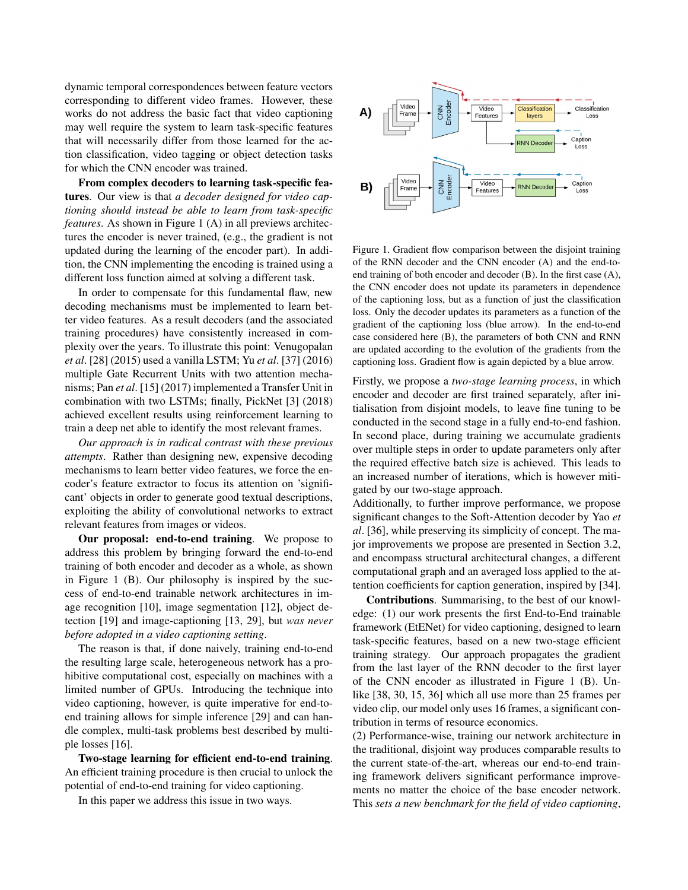dynamic temporal correspondences between feature vectors corresponding to different video frames. However, these works do not address the basic fact that video captioning may well require the system to learn task-specific features that will necessarily differ from those learned for the action classification, video tagging or object detection tasks for which the CNN encoder was trained.

**From complex decoders to learning task-specific features**. Our view is that *a decoder designed for video captioning should instead be able to learn from task-specific features*. As shown in Figure 1 (A) in all previews architectures the encoder is never trained, (e.g., the gradient is not updated during the learning of the encoder part). In addition, the CNN implementing the encoding is trained using a different loss function aimed at solving a different task.

In order to compensate for this fundamental flaw, new decoding mechanisms must be implemented to learn better video features. As a result decoders (and the associated training procedures) have consistently increased in complexity over the years. To illustrate this point: Venugopalan *et al*. [28] (2015) used a vanilla LSTM; Yu *et al*. [37] (2016) multiple Gate Recurrent Units with two attention mechanisms; Pan *et al*. [15] (2017) implemented a Transfer Unit in combination with two LSTMs; finally, PickNet [3] (2018) achieved excellent results using reinforcement learning to train a deep net able to identify the most relevant frames.

*Our approach is in radical contrast with these previous attempts*. Rather than designing new, expensive decoding mechanisms to learn better video features, we force the encoder's feature extractor to focus its attention on 'significant' objects in order to generate good textual descriptions, exploiting the ability of convolutional networks to extract relevant features from images or videos.

**Our proposal: end-to-end training**. We propose to address this problem by bringing forward the end-to-end training of both encoder and decoder as a whole, as shown in Figure 1 (B). Our philosophy is inspired by the success of end-to-end trainable network architectures in image recognition [10], image segmentation [12], object detection [19] and image-captioning [13, 29], but *was never before adopted in a video captioning setting*.

The reason is that, if done naively, training end-to-end the resulting large scale, heterogeneous network has a prohibitive computational cost, especially on machines with a limited number of GPUs. Introducing the technique into video captioning, however, is quite imperative for end-to-end training allows for simple inference [29] and can handle complex, multi-task problems best described by multiple losses [16].

**Two-stage learning for efficient end-to-end training**. An efficient training procedure is then crucial to unlock the potential of end-to-end training for video captioning.

In this paper we address this issue in two ways.

Figure 1. Gradient flow comparison between the disjoint training of the RNN decoder and the CNN encoder (A) and the end-to-end training of both encoder and decoder (B). In the first case (A), the CNN encoder does not update its parameters in dependence of the captioning loss, but as a function of just the classification loss. Only the decoder updates its parameters as a function of the gradient of the captioning loss (blue arrow). In the end-to-end case considered here (B), the parameters of both CNN and RNN are updated according to the evolution of the gradients from the captioning loss. Gradient flow is again depicted by a blue arrow.

Firstly, we propose a *two-stage learning process*, in which encoder and decoder are first trained separately, after initialisation from disjoint models, to leave fine tuning to be conducted in the second stage in a fully end-to-end fashion. In second place, during training we accumulate gradients over multiple steps in order to update parameters only after the required effective batch size is achieved. This leads to an increased number of iterations, which is however mitigated by our two-stage approach.

Additionally, to further improve performance, we propose significant changes to the Soft-Attention decoder by Yao *et al*. [36], while preserving its simplicity of concept. The major improvements we propose are presented in Section 3.2, and encompass structural architectural changes, a different computational graph and an averaged loss applied to the attention coefficients for caption generation, inspired by [34].

**Contributions**. Summarising, to the best of our knowledge: (1) our work presents the first End-to-End trainable framework (EtENet) for video captioning, designed to learn task-specific features, based on a new two-stage efficient training strategy. Our approach propagates the gradient from the last layer of the RNN decoder to the first layer of the CNN encoder as illustrated in Figure 1 (B). Unlike [38, 30, 15, 36] which all use more than 25 frames per video clip, our model only uses 16 frames, a significant contribution in terms of resource economics.

(2) Performance-wise, training our network architecture in the traditional, disjoint way produces comparable results to the current state-of-the-art, whereas our end-to-end training framework delivers significant performance improvements no matter the choice of the base encoder network. This *sets a new benchmark for the field of video captioning*,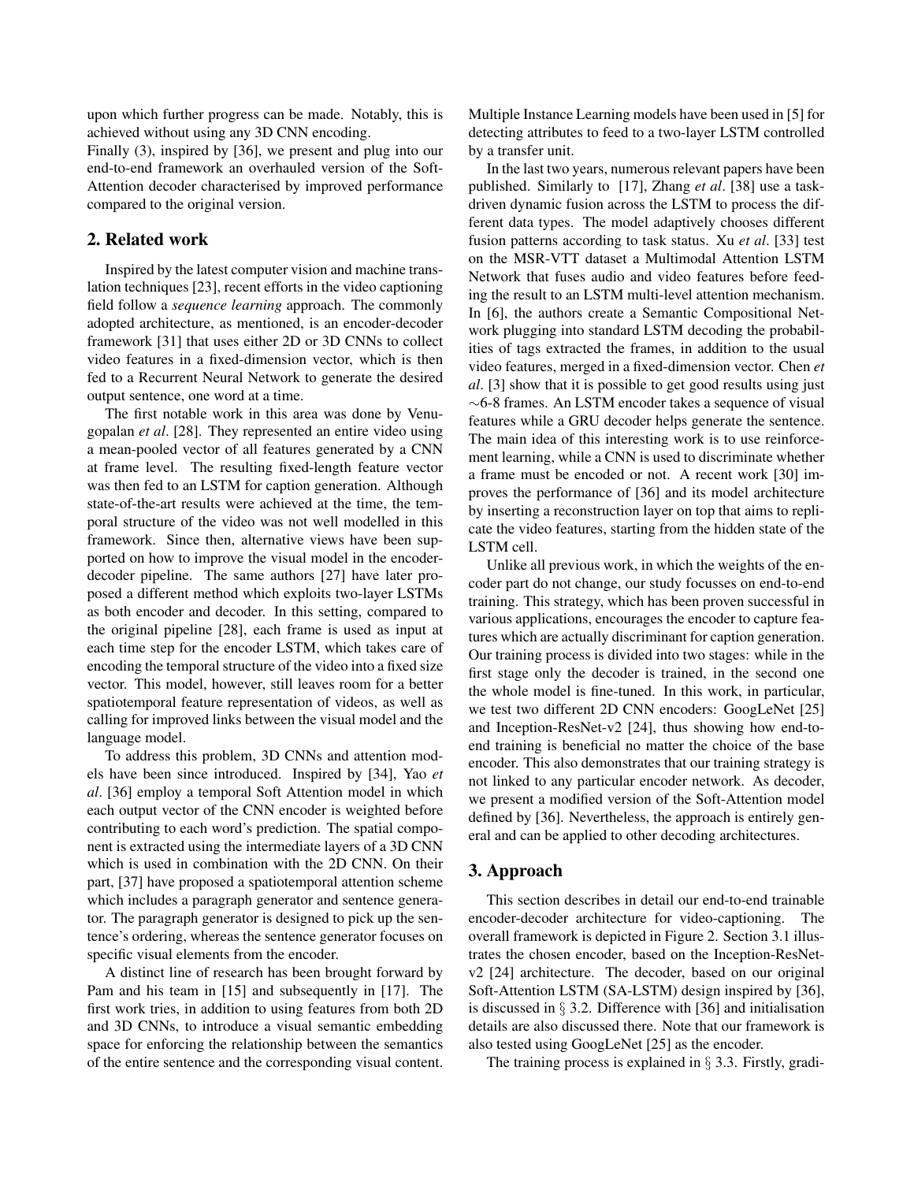upon which further progress can be made. Notably, this is achieved without using any 3D CNN encoding.
Finally (3), inspired by [36], we present and plug into our end-to-end framework an overhauled version of the Soft-Attention decoder characterised by improved performance compared to the original version.

## 2. Related work

Inspired by the latest computer vision and machine translation techniques [23], recent efforts in the video captioning field follow a *sequence learning* approach. The commonly adopted architecture, as mentioned, is an encoder-decoder framework [31] that uses either 2D or 3D CNNs to collect video features in a fixed-dimension vector, which is then fed to a Recurrent Neural Network to generate the desired output sentence, one word at a time.

The first notable work in this area was done by Venugopalan *et al*. [28]. They represented an entire video using a mean-pooled vector of all features generated by a CNN at frame level. The resulting fixed-length feature vector was then fed to an LSTM for caption generation. Although state-of-the-art results were achieved at the time, the temporal structure of the video was not well modelled in this framework. Since then, alternative views have been supported on how to improve the visual model in the encoder-decoder pipeline. The same authors [27] have later proposed a different method which exploits two-layer LSTMs as both encoder and decoder. In this setting, compared to the original pipeline [28], each frame is used as input at each time step for the encoder LSTM, which takes care of encoding the temporal structure of the video into a fixed size vector. This model, however, still leaves room for a better spatiotemporal feature representation of videos, as well as calling for improved links between the visual model and the language model.

To address this problem, 3D CNNs and attention models have been since introduced. Inspired by [34], Yao *et al*. [36] employ a temporal Soft Attention model in which each output vector of the CNN encoder is weighted before contributing to each word's prediction. The spatial component is extracted using the intermediate layers of a 3D CNN which is used in combination with the 2D CNN. On their part, [37] have proposed a spatiotemporal attention scheme which includes a paragraph generator and sentence generator. The paragraph generator is designed to pick up the sentence's ordering, whereas the sentence generator focuses on specific visual elements from the encoder.

A distinct line of research has been brought forward by Pam and his team in [15] and subsequently in [17]. The first work tries, in addition to using features from both 2D and 3D CNNs, to introduce a visual semantic embedding space for enforcing the relationship between the semantics of the entire sentence and the corresponding visual content. Multiple Instance Learning models have been used in [5] for detecting attributes to feed to a two-layer LSTM controlled by a transfer unit.

In the last two years, numerous relevant papers have been published. Similarly to [17], Zhang *et al*. [38] use a task-driven dynamic fusion across the LSTM to process the different data types. The model adaptively chooses different fusion patterns according to task status. Xu *et al*. [33] test on the MSR-VTT dataset a Multimodal Attention LSTM Network that fuses audio and video features before feeding the result to an LSTM multi-level attention mechanism. In [6], the authors create a Semantic Compositional Network plugging into standard LSTM decoding the probabilities of tags extracted the frames, in addition to the usual video features, merged in a fixed-dimension vector. Chen *et al*. [3] show that it is possible to get good results using just ∼6-8 frames. An LSTM encoder takes a sequence of visual features while a GRU decoder helps generate the sentence. The main idea of this interesting work is to use reinforcement learning, while a CNN is used to discriminate whether a frame must be encoded or not. A recent work [30] improves the performance of [36] and its model architecture by inserting a reconstruction layer on top that aims to replicate the video features, starting from the hidden state of the LSTM cell.

Unlike all previous work, in which the weights of the encoder part do not change, our study focusses on end-to-end training. This strategy, which has been proven successful in various applications, encourages the encoder to capture features which are actually discriminant for caption generation. Our training process is divided into two stages: while in the first stage only the decoder is trained, in the second one the whole model is fine-tuned. In this work, in particular, we test two different 2D CNN encoders: GoogLeNet [25] and Inception-ResNet-v2 [24], thus showing how end-to-end training is beneficial no matter the choice of the base encoder. This also demonstrates that our training strategy is not linked to any particular encoder network. As decoder, we present a modified version of the Soft-Attention model defined by [36]. Nevertheless, the approach is entirely general and can be applied to other decoding architectures.

## 3. Approach

This section describes in detail our end-to-end trainable encoder-decoder architecture for video-captioning. The overall framework is depicted in Figure 2. Section 3.1 illustrates the chosen encoder, based on the Inception-ResNet-v2 [24] architecture. The decoder, based on our original Soft-Attention LSTM (SA-LSTM) design inspired by [36], is discussed in § 3.2. Difference with [36] and initialisation details are also discussed there. Note that our framework is also tested using GoogLeNet [25] as the encoder.

The training process is explained in § 3.3. Firstly, gradi-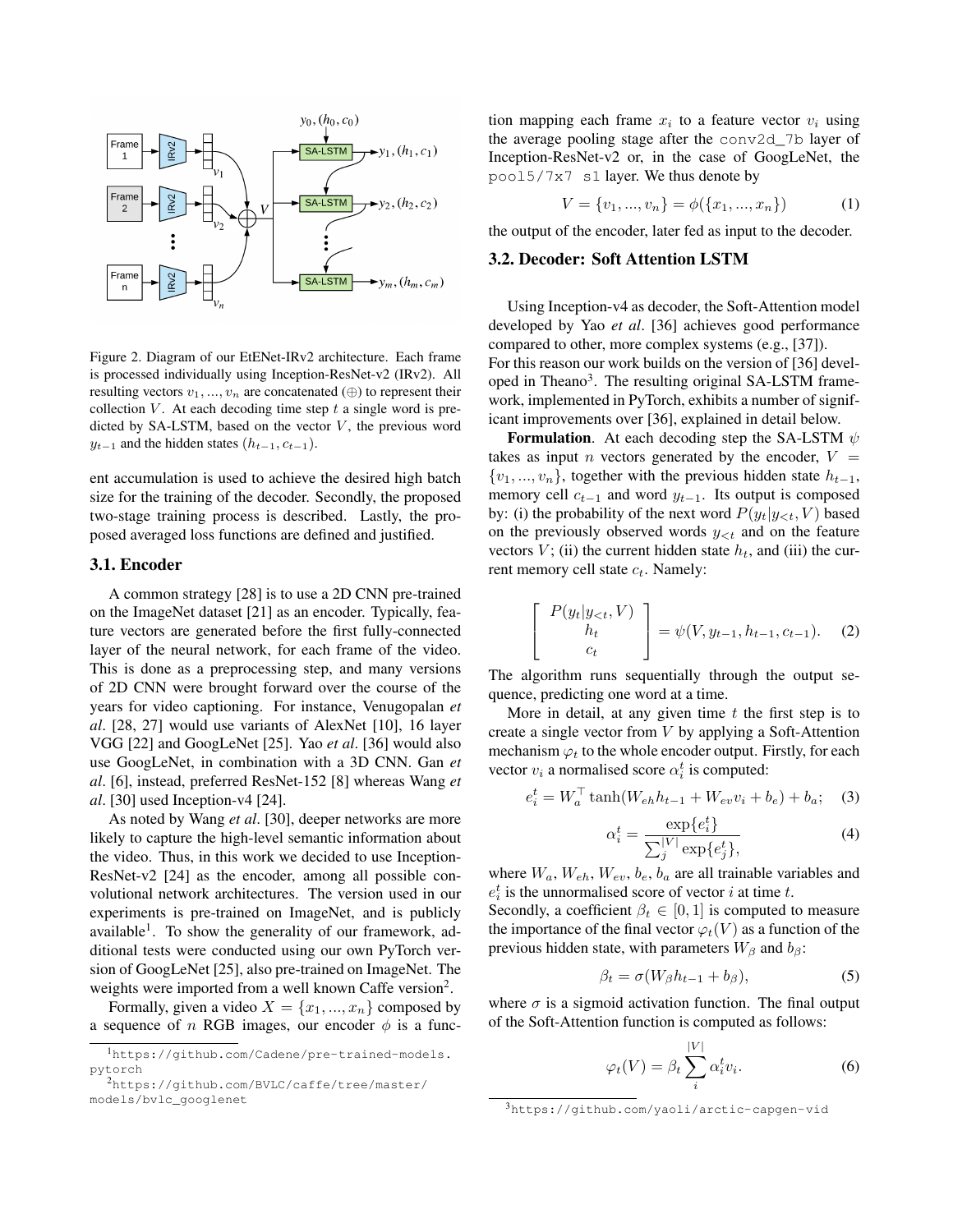Figure 2. Diagram of our EtENet-IRv2 architecture. Each frame is processed individually using Inception-ResNet-v2 (IRv2). All resulting vectors $v_1, ..., v_n$ are concatenated ($\oplus$) to represent their collection $V$. At each decoding time step $t$ a single word is predicted by SA-LSTM, based on the vector $V$, the previous word $y_{t-1}$ and the hidden states $(h_{t-1}, c_{t-1})$.

ent accumulation is used to achieve the desired high batch size for the training of the decoder. Secondly, the proposed two-stage training process is described. Lastly, the proposed averaged loss functions are defined and justified.

### 3.1. Encoder

A common strategy [28] is to use a 2D CNN pre-trained on the ImageNet dataset [21] as an encoder. Typically, feature vectors are generated before the first fully-connected layer of the neural network, for each frame of the video. This is done as a preprocessing step, and many versions of 2D CNN were brought forward over the course of the years for video captioning. For instance, Venugopalan *et al*. [28, 27] would use variants of AlexNet [10], 16 layer VGG [22] and GoogLeNet [25]. Yao *et al*. [36] would also use GoogLeNet, in combination with a 3D CNN. Gan *et al*. [6], instead, preferred ResNet-152 [8] whereas Wang *et al*. [30] used Inception-v4 [24].

As noted by Wang *et al*. [30], deeper networks are more likely to capture the high-level semantic information about the video. Thus, in this work we decided to use Inception-ResNet-v2 [24] as the encoder, among all possible convolutional network architectures. The version used in our experiments is pre-trained on ImageNet, and is publicly available[1]. To show the generality of our framework, additional tests were conducted using our own PyTorch version of GoogLeNet [25], also pre-trained on ImageNet. The weights were imported from a well known Caffe version[2].

Formally, given a video $X = \{x_1, ..., x_n\}$ composed by a sequence of $n$ RGB images, our encoder $\phi$ is a function mapping each frame $x_i$ to a feature vector $v_i$ using the average pooling stage after the `conv2d_7b` layer of Inception-ResNet-v2 or, in the case of GoogLeNet, the `pool5/7x7 s1` layer. We thus denote by

$$V = \{v_1, ..., v_n\} = \phi(\{x_1, ..., x_n\}) \tag{1}$$

the output of the encoder, later fed as input to the decoder.

### 3.2. Decoder: Soft Attention LSTM

Using Inception-v4 as decoder, the Soft-Attention model developed by Yao *et al*. [36] achieves good performance compared to other, more complex systems (e.g., [37]). For this reason our work builds on the version of [36] developed in Theano[3]. The resulting original SA-LSTM framework, implemented in PyTorch, exhibits a number of significant improvements over [36], explained in detail below.

**Formulation**. At each decoding step the SA-LSTM $\psi$ takes as input $n$ vectors generated by the encoder, $V = \{v_1, ..., v_n\}$, together with the previous hidden state $h_{t-1}$, memory cell $c_{t-1}$ and word $y_{t-1}$. Its output is composed by: (i) the probability of the next word $P(y_t|y_{<t}, V)$ based on the previously observed words $y_{<t}$ and on the feature vectors $V$; (ii) the current hidden state $h_t$, and (iii) the current memory cell state $c_t$. Namely:

$$\begin{bmatrix} P(y_t|y_{<t}, V) \\ h_t \\ c_t \end{bmatrix} = \psi(V, y_{t-1}, h_{t-1}, c_{t-1}). \tag{2}$$

The algorithm runs sequentially through the output sequence, predicting one word at a time.

More in detail, at any given time $t$ the first step is to create a single vector from $V$ by applying a Soft-Attention mechanism $\varphi_t$ to the whole encoder output. Firstly, for each vector $v_i$ a normalised score $\alpha_i^t$ is computed:

$$e_i^t = W_a^\top \tanh(W_{eh} h_{t-1} + W_{ev} v_i + b_e) + b_a; \tag{3}$$

$$\alpha_i^t = \frac{\exp\{e_i^t\}}{\sum_j^{|V|} \exp\{e_j^t\}}, \tag{4}$$

where $W_a$, $W_{eh}$, $W_{ev}$, $b_e$, $b_a$ are all trainable variables and $e_i^t$ is the unnormalised score of vector $i$ at time $t$.
Secondly, a coefficient $\beta_t \in [0, 1]$ is computed to measure the importance of the final vector $\varphi_t(V)$ as a function of the previous hidden state, with parameters $W_\beta$ and $b_\beta$:

$$\beta_t = \sigma(W_\beta h_{t-1} + b_\beta), \tag{5}$$

where $\sigma$ is a sigmoid activation function. The final output of the Soft-Attention function is computed as follows:

$$\varphi_t(V) = \beta_t \sum_i^{|V|} \alpha_i^t v_i. \tag{6}$$

[1] https://github.com/Cadene/pre-trained-models.pytorch

[2] https://github.com/BVLC/caffe/tree/master/models/bvlc_googlenet

[3] https://github.com/yaoli/arctic-capgen-vid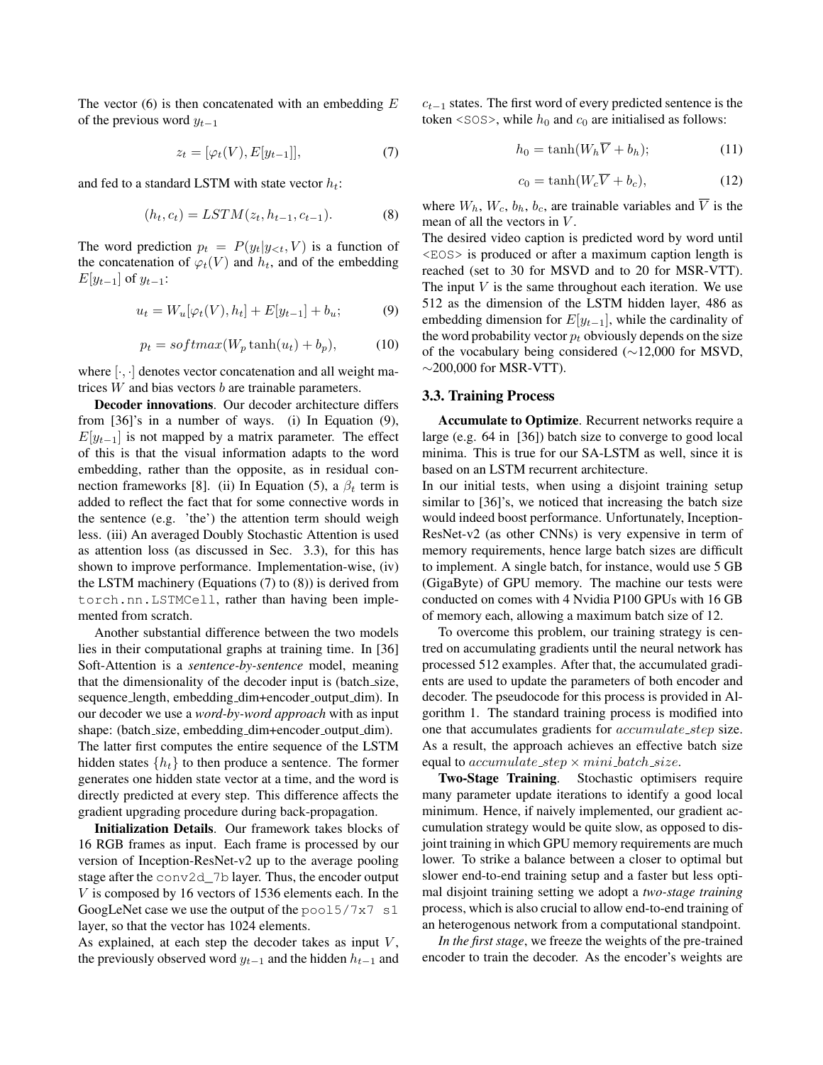The vector (6) is then concatenated with an embedding $E$ of the previous word $y_{t-1}$

$$z_t = [\varphi_t(V), E[y_{t-1}]], \tag{7}$$

and fed to a standard LSTM with state vector $h_t$:

$$(h_t, c_t) = LSTM(z_t, h_{t-1}, c_{t-1}). \tag{8}$$

The word prediction $p_t = P(y_t|y_{<t}, V)$ is a function of the concatenation of $\varphi_t(V)$ and $h_t$, and of the embedding $E[y_{t-1}]$ of $y_{t-1}$:

$$u_t = W_u[\varphi_t(V), h_t] + E[y_{t-1}] + b_u; \tag{9}$$

$$p_t = softmax(W_p \tanh(u_t) + b_p), \tag{10}$$

where $[\cdot, \cdot]$ denotes vector concatenation and all weight matrices $W$ and bias vectors $b$ are trainable parameters.

**Decoder innovations**. Our decoder architecture differs from [36]'s in a number of ways. (i) In Equation (9), $E[y_{t-1}]$ is not mapped by a matrix parameter. The effect of this is that the visual information adapts to the word embedding, rather than the opposite, as in residual connection frameworks [8]. (ii) In Equation (5), a $\beta_t$ term is added to reflect the fact that for some connective words in the sentence (e.g. 'the') the attention term should weigh less. (iii) An averaged Doubly Stochastic Attention is used as attention loss (as discussed in Sec. 3.3), for this has shown to improve performance. Implementation-wise, (iv) the LSTM machinery (Equations (7) to (8)) is derived from `torch.nn.LSTMCell`, rather than having been implemented from scratch.

Another substantial difference between the two models lies in their computational graphs at training time. In [36] Soft-Attention is a *sentence-by-sentence* model, meaning that the dimensionality of the decoder input is (batch_size, sequence_length, embedding_dim+encoder_output_dim). In our decoder we use a *word-by-word approach* with as input shape: (batch_size, embedding_dim+encoder_output_dim). The latter first computes the entire sequence of the LSTM hidden states $\{h_t\}$ to then produce a sentence. The former generates one hidden state vector at a time, and the word is directly predicted at every step. This difference affects the gradient upgrading procedure during back-propagation.

**Initialization Details**. Our framework takes blocks of 16 RGB frames as input. Each frame is processed by our version of Inception-ResNet-v2 up to the average pooling stage after the `conv2d_7b` layer. Thus, the encoder output $V$ is composed by 16 vectors of 1536 elements each. In the GoogLeNet case we use the output of the `pool5/7x7 s1` layer, so that the vector has 1024 elements.

As explained, at each step the decoder takes as input $V$, the previously observed word $y_{t-1}$ and the hidden $h_{t-1}$ and $c_{t-1}$ states. The first word of every predicted sentence is the token `<SOS>`, while $h_0$ and $c_0$ are initialised as follows:

$$h_0 = \tanh(W_h \overline{V} + b_h); \tag{11}$$

$$c_0 = \tanh(W_c \overline{V} + b_c), \tag{12}$$

where $W_h$, $W_c$, $b_h$, $b_c$, are trainable variables and $\overline{V}$ is the mean of all the vectors in $V$.

The desired video caption is predicted word by word until `<EOS>` is produced or after a maximum caption length is reached (set to 30 for MSVD and to 20 for MSR-VTT). The input $V$ is the same throughout each iteration. We use 512 as the dimension of the LSTM hidden layer, 486 as embedding dimension for $E[y_{t-1}]$, while the cardinality of the word probability vector $p_t$ obviously depends on the size of the vocabulary being considered (~12,000 for MSVD, ~200,000 for MSR-VTT).

### 3.3. Training Process

**Accumulate to Optimize**. Recurrent networks require a large (e.g. 64 in [36]) batch size to converge to good local minima. This is true for our SA-LSTM as well, since it is based on an LSTM recurrent architecture.

In our initial tests, when using a disjoint training setup similar to [36]'s, we noticed that increasing the batch size would indeed boost performance. Unfortunately, Inception-ResNet-v2 (as other CNNs) is very expensive in term of memory requirements, hence large batch sizes are difficult to implement. A single batch, for instance, would use 5 GB (GigaByte) of GPU memory. The machine our tests were conducted on comes with 4 Nvidia P100 GPUs with 16 GB of memory each, allowing a maximum batch size of 12.

To overcome this problem, our training strategy is centred on accumulating gradients until the neural network has processed 512 examples. After that, the accumulated gradients are used to update the parameters of both encoder and decoder. The pseudocode for this process is provided in Algorithm 1. The standard training process is modified into one that accumulates gradients for $accumulate\_step$ size. As a result, the approach achieves an effective batch size equal to $accumulate\_step \times mini\_batch\_size$.

**Two-Stage Training**. Stochastic optimisers require many parameter update iterations to identify a good local minimum. Hence, if naively implemented, our gradient accumulation strategy would be quite slow, as opposed to disjoint training in which GPU memory requirements are much lower. To strike a balance between a closer to optimal but slower end-to-end training setup and a faster but less optimal disjoint training setting we adopt a *two-stage training* process, which is also crucial to allow end-to-end training of an heterogenous network from a computational standpoint.

*In the first stage*, we freeze the weights of the pre-trained encoder to train the decoder. As the encoder's weights are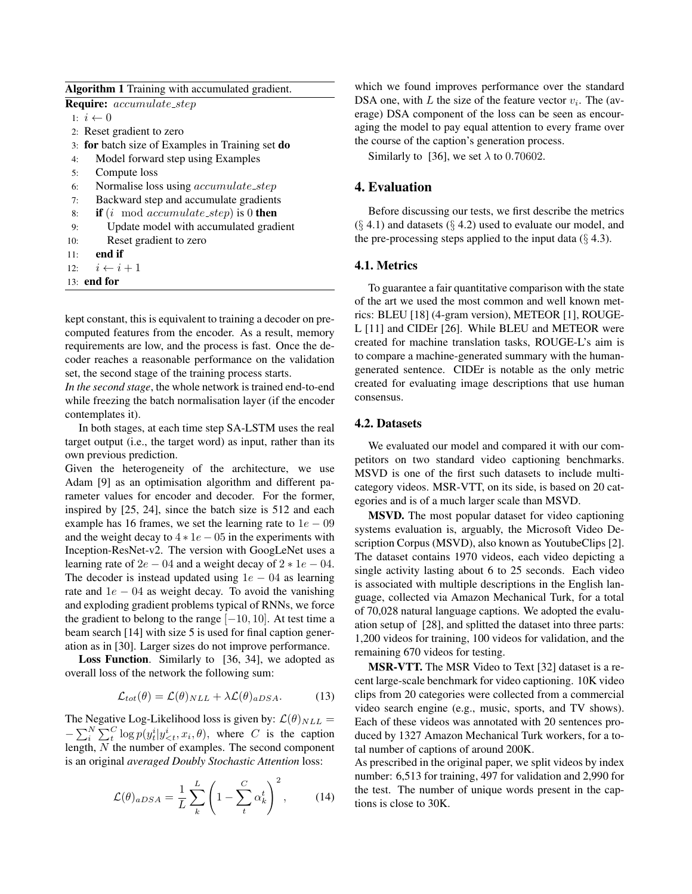**Algorithm 1** Training with accumulated gradient.

**Require:** $accumulate\_step$

1: $i \leftarrow 0$
2: Reset gradient to zero
3: **for** batch size of Examples in Training set **do**
4: Model forward step using Examples
5: Compute loss
6: Normalise loss using $accumulate\_step$
7: Backward step and accumulate gradients
8: **if** ($i \mod accumulate\_step$) is 0 **then**
9: Update model with accumulated gradient
10: Reset gradient to zero
11: **end if**
12: $i \leftarrow i + 1$
13: **end for**

kept constant, this is equivalent to training a decoder on precomputed features from the encoder. As a result, memory requirements are low, and the process is fast. Once the decoder reaches a reasonable performance on the validation set, the second stage of the training process starts.

*In the second stage*, the whole network is trained end-to-end while freezing the batch normalisation layer (if the encoder contemplates it).

In both stages, at each time step SA-LSTM uses the real target output (i.e., the target word) as input, rather than its own previous prediction.

Given the heterogeneity of the architecture, we use Adam [9] as an optimisation algorithm and different parameter values for encoder and decoder. For the former, inspired by [25, 24], since the batch size is 512 and each example has 16 frames, we set the learning rate to $1e-09$ and the weight decay to $4*1e-05$ in the experiments with Inception-ResNet-v2. The version with GoogLeNet uses a learning rate of $2e-04$ and a weight decay of $2*1e-04$. The decoder is instead updated using $1e-04$ as learning rate and $1e-04$ as weight decay. To avoid the vanishing and exploding gradient problems typical of RNNs, we force the gradient to belong to the range $[-10, 10]$. At test time a beam search [14] with size 5 is used for final caption generation as in [30]. Larger sizes do not improve performance.

**Loss Function**. Similarly to [36, 34], we adopted as overall loss of the network the following sum:

$$\mathcal{L}_{tot}(\theta) = \mathcal{L}(\theta)_{NLL} + \lambda\mathcal{L}(\theta)_{aDSA}. \tag{13}$$

The Negative Log-Likelihood loss is given by: $\mathcal{L}(\theta)_{NLL} = -\sum_i^N \sum_t^C \log p(y_t^i | y_{<t}^i, x_i, \theta)$, where $C$ is the caption length, $N$ the number of examples. The second component is an original *averaged Doubly Stochastic Attention* loss:

$$\mathcal{L}(\theta)_{aDSA} = \frac{1}{L}\sum_k^L \left(1 - \sum_t^C \alpha_k^t\right)^2, \tag{14}$$

which we found improves performance over the standard DSA one, with $L$ the size of the feature vector $v_i$. The (average) DSA component of the loss can be seen as encouraging the model to pay equal attention to every frame over the course of the caption's generation process.

Similarly to [36], we set $\lambda$ to $0.70602$.

## 4. Evaluation

Before discussing our tests, we first describe the metrics (§ 4.1) and datasets (§ 4.2) used to evaluate our model, and the pre-processing steps applied to the input data (§ 4.3).

### 4.1. Metrics

To guarantee a fair quantitative comparison with the state of the art we used the most common and well known metrics: BLEU [18] (4-gram version), METEOR [1], ROUGE-L [11] and CIDEr [26]. While BLEU and METEOR were created for machine translation tasks, ROUGE-L's aim is to compare a machine-generated summary with the human-generated sentence. CIDEr is notable as the only metric created for evaluating image descriptions that use human consensus.

### 4.2. Datasets

We evaluated our model and compared it with our competitors on two standard video captioning benchmarks. MSVD is one of the first such datasets to include multi-category videos. MSR-VTT, on its side, is based on 20 categories and is of a much larger scale than MSVD.

**MSVD.** The most popular dataset for video captioning systems evaluation is, arguably, the Microsoft Video Description Corpus (MSVD), also known as YoutubeClips [2]. The dataset contains 1970 videos, each video depicting a single activity lasting about 6 to 25 seconds. Each video is associated with multiple descriptions in the English language, collected via Amazon Mechanical Turk, for a total of 70,028 natural language captions. We adopted the evaluation setup of [28], and splitted the dataset into three parts: 1,200 videos for training, 100 videos for validation, and the remaining 670 videos for testing.

**MSR-VTT.** The MSR Video to Text [32] dataset is a recent large-scale benchmark for video captioning. 10K video clips from 20 categories were collected from a commercial video search engine (e.g., music, sports, and TV shows). Each of these videos was annotated with 20 sentences produced by 1327 Amazon Mechanical Turk workers, for a total number of captions of around 200K.

As prescribed in the original paper, we split videos by index number: 6,513 for training, 497 for validation and 2,990 for the test. The number of unique words present in the captions is close to 30K.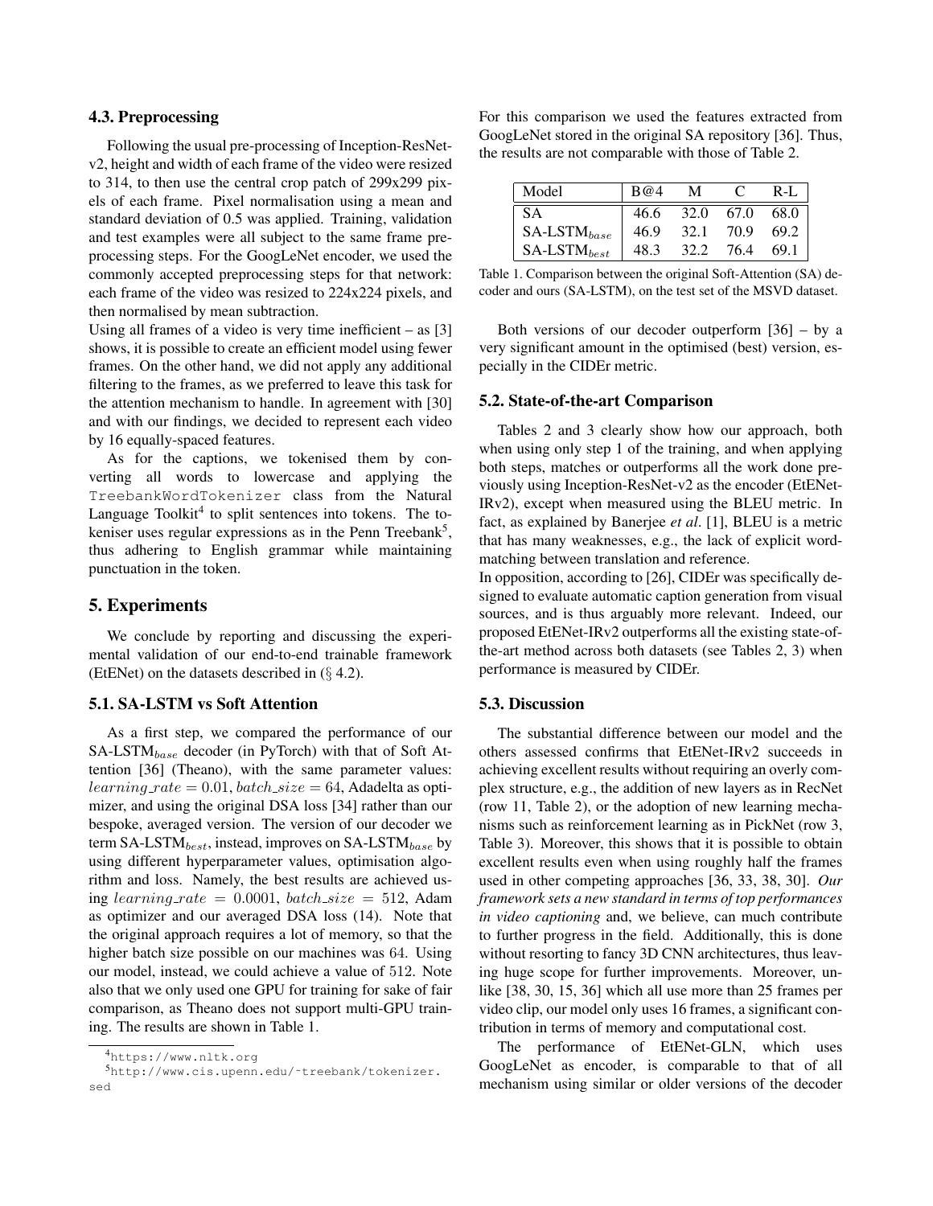### 4.3. Preprocessing

Following the usual pre-processing of Inception-ResNet-v2, height and width of each frame of the video were resized to 314, to then use the central crop patch of 299x299 pixels of each frame. Pixel normalisation using a mean and standard deviation of 0.5 was applied. Training, validation and test examples were all subject to the same frame preprocessing steps. For the GoogLeNet encoder, we used the commonly accepted preprocessing steps for that network: each frame of the video was resized to 224x224 pixels, and then normalised by mean subtraction.

Using all frames of a video is very time inefficient – as [3] shows, it is possible to create an efficient model using fewer frames. On the other hand, we did not apply any additional filtering to the frames, as we preferred to leave this task for the attention mechanism to handle. In agreement with [30] and with our findings, we decided to represent each video by 16 equally-spaced features.

As for the captions, we tokenised them by converting all words to lowercase and applying the `TreebankWordTokenizer` class from the Natural Language Toolkit[4] to split sentences into tokens. The tokeniser uses regular expressions as in the Penn Treebank[5], thus adhering to English grammar while maintaining punctuation in the token.

## 5. Experiments

We conclude by reporting and discussing the experimental validation of our end-to-end trainable framework (EtENet) on the datasets described in (§ 4.2).

### 5.1. SA-LSTM vs Soft Attention

As a first step, we compared the performance of our SA-LSTM$_{base}$ decoder (in PyTorch) with that of Soft Attention [36] (Theano), with the same parameter values: $learning\_rate = 0.01$, $batch\_size = 64$, Adadelta as optimizer, and using the original DSA loss [34] rather than our bespoke, averaged version. The version of our decoder we term SA-LSTM$_{best}$, instead, improves on SA-LSTM$_{base}$ by using different hyperparameter values, optimisation algorithm and loss. Namely, the best results are achieved using $learning\_rate = 0.0001$, $batch\_size = 512$, Adam as optimizer and our averaged DSA loss (14). Note that the original approach requires a lot of memory, so that the higher batch size possible on our machines was 64. Using our model, instead, we could achieve a value of 512. Note also that we only used one GPU for training for sake of fair comparison, as Theano does not support multi-GPU training. The results are shown in Table 1.

For this comparison we used the features extracted from GoogLeNet stored in the original SA repository [36]. Thus, the results are not comparable with those of Table 2.

| Model | B@4 | M | C | R-L |
|---|---|---|---|---|
| SA | 46.6 | 32.0 | 67.0 | 68.0 |
| SA-LSTM$_{base}$ | 46.9 | 32.1 | 70.9 | 69.2 |
| SA-LSTM$_{best}$ | 48.3 | 32.2 | 76.4 | 69.1 |

Table 1. Comparison between the original Soft-Attention (SA) decoder and ours (SA-LSTM), on the test set of the MSVD dataset.

Both versions of our decoder outperform [36] – by a very significant amount in the optimised (best) version, especially in the CIDEr metric.

### 5.2. State-of-the-art Comparison

Tables 2 and 3 clearly show how our approach, both when using only step 1 of the training, and when applying both steps, matches or outperforms all the work done previously using Inception-ResNet-v2 as the encoder (EtENet-IRv2), except when measured using the BLEU metric. In fact, as explained by Banerjee *et al*. [1], BLEU is a metric that has many weaknesses, e.g., the lack of explicit word-matching between translation and reference.

In opposition, according to [26], CIDEr was specifically designed to evaluate automatic caption generation from visual sources, and is thus arguably more relevant. Indeed, our proposed EtENet-IRv2 outperforms all the existing state-of-the-art method across both datasets (see Tables 2, 3) when performance is measured by CIDEr.

### 5.3. Discussion

The substantial difference between our model and the others assessed confirms that EtENet-IRv2 succeeds in achieving excellent results without requiring an overly complex structure, e.g., the addition of new layers as in RecNet (row 11, Table 2), or the adoption of new learning mechanisms such as reinforcement learning as in PickNet (row 3, Table 3). Moreover, this shows that it is possible to obtain excellent results even when using roughly half the frames used in other competing approaches [36, 33, 38, 30]. *Our framework sets a new standard in terms of top performances in video captioning* and, we believe, can much contribute to further progress in the field. Additionally, this is done without resorting to fancy 3D CNN architectures, thus leaving huge scope for further improvements. Moreover, unlike [38, 30, 15, 36] which all use more than 25 frames per video clip, our model only uses 16 frames, a significant contribution in terms of memory and computational cost.

The performance of EtENet-GLN, which uses GoogLeNet as encoder, is comparable to that of all mechanism using similar or older versions of the decoder

[4] https://www.nltk.org

[5] http://www.cis.upenn.edu/~treebank/tokenizer.sed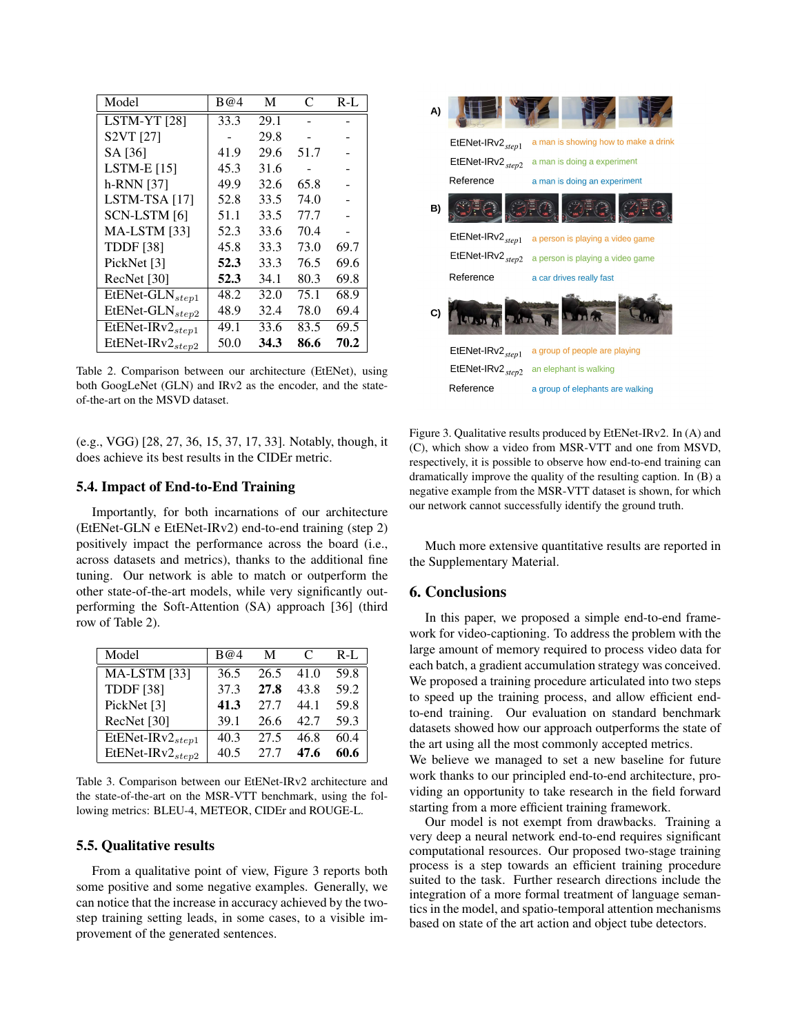| Model | B@4 | M | C | R-L |
|---|---|---|---|---|
| LSTM-YT [28] | 33.3 | 29.1 | - | - |
| S2VT [27] | - | 29.8 | - | - |
| SA [36] | 41.9 | 29.6 | 51.7 | - |
| LSTM-E [15] | 45.3 | 31.6 | - | - |
| h-RNN [37] | 49.9 | 32.6 | 65.8 | - |
| LSTM-TSA [17] | 52.8 | 33.5 | 74.0 | - |
| SCN-LSTM [6] | 51.1 | 33.5 | 77.7 | - |
| MA-LSTM [33] | 52.3 | 33.6 | 70.4 | - |
| TDDF [38] | 45.8 | 33.3 | 73.0 | 69.7 |
| PickNet [3] | **52.3** | 33.3 | 76.5 | 69.6 |
| RecNet [30] | **52.3** | 34.1 | 80.3 | 69.8 |
| EtENet-GLN$_{step1}$ | 48.2 | 32.0 | 75.1 | 68.9 |
| EtENet-GLN$_{step2}$ | 48.9 | 32.4 | 78.0 | 69.4 |
| EtENet-IRv2$_{step1}$ | 49.1 | 33.6 | 83.5 | 69.5 |
| EtENet-IRv2$_{step2}$ | 50.0 | **34.3** | **86.6** | **70.2** |

Table 2. Comparison between our architecture (EtENet), using both GoogLeNet (GLN) and IRv2 as the encoder, and the state-of-the-art on the MSVD dataset.

(e.g., VGG) [28, 27, 36, 15, 37, 17, 33]. Notably, though, it does achieve its best results in the CIDEr metric.

### 5.4. Impact of End-to-End Training

Importantly, for both incarnations of our architecture (EtENet-GLN e EtENet-IRv2) end-to-end training (step 2) positively impact the performance across the board (i.e., across datasets and metrics), thanks to the additional fine tuning. Our network is able to match or outperform the other state-of-the-art models, while very significantly outperforming the Soft-Attention (SA) approach [36] (third row of Table 2).

| Model | B@4 | M | C | R-L |
|---|---|---|---|---|
| MA-LSTM [33] | 36.5 | 26.5 | 41.0 | 59.8 |
| TDDF [38] | 37.3 | **27.8** | 43.8 | 59.2 |
| PickNet [3] | **41.3** | 27.7 | 44.1 | 59.8 |
| RecNet [30] | 39.1 | 26.6 | 42.7 | 59.3 |
| EtENet-IRv2$_{step1}$ | 40.3 | 27.5 | 46.8 | 60.4 |
| EtENet-IRv2$_{step2}$ | 40.5 | 27.7 | **47.6** | **60.6** |

Table 3. Comparison between our EtENet-IRv2 architecture and the state-of-the-art on the MSR-VTT benchmark, using the following metrics: BLEU-4, METEOR, CIDEr and ROUGE-L.

### 5.5. Qualitative results

From a qualitative point of view, Figure 3 reports both some positive and some negative examples. Generally, we can notice that the increase in accuracy achieved by the two-step training setting leads, in some cases, to a visible improvement of the generated sentences.

A)

EtENet-IRv2$_{step1}$ a man is showing how to make a drink

EtENet-IRv2$_{step2}$ a man is doing a experiment

Reference a man is doing an experiment

B)

EtENet-IRv2$_{step1}$ a person is playing a video game

EtENet-IRv2$_{step2}$ a person is playing a video game

Reference a car drives really fast

C)

EtENet-IRv2$_{step1}$ a group of people are playing

EtENet-IRv2$_{step2}$ an elephant is walking

Reference a group of elephants are walking

Figure 3. Qualitative results produced by EtENet-IRv2. In (A) and (C), which show a video from MSR-VTT and one from MSVD, respectively, it is possible to observe how end-to-end training can dramatically improve the quality of the resulting caption. In (B) a negative example from the MSR-VTT dataset is shown, for which our network cannot successfully identify the ground truth.

Much more extensive quantitative results are reported in the Supplementary Material.

## 6. Conclusions

In this paper, we proposed a simple end-to-end framework for video-captioning. To address the problem with the large amount of memory required to process video data for each batch, a gradient accumulation strategy was conceived. We proposed a training procedure articulated into two steps to speed up the training process, and allow efficient end-to-end training. Our evaluation on standard benchmark datasets showed how our approach outperforms the state of the art using all the most commonly accepted metrics.
We believe we managed to set a new baseline for future work thanks to our principled end-to-end architecture, providing an opportunity to take research in the field forward starting from a more efficient training framework.

Our model is not exempt from drawbacks. Training a very deep a neural network end-to-end requires significant computational resources. Our proposed two-stage training process is a step towards an efficient training procedure suited to the task. Further research directions include the integration of a more formal treatment of language semantics in the model, and spatio-temporal attention mechanisms based on state of the art action and object tube detectors.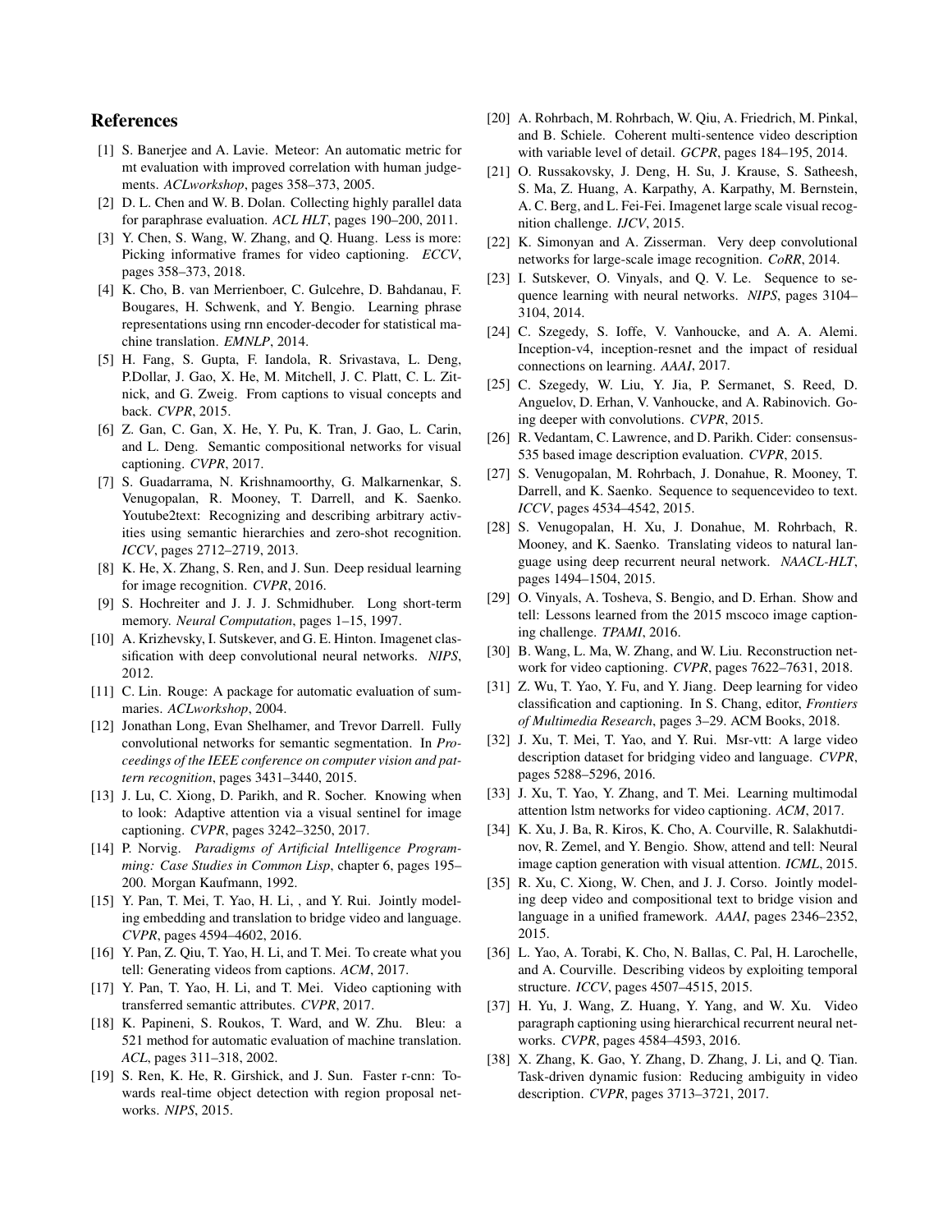# References

[1] S. Banerjee and A. Lavie. Meteor: An automatic metric for mt evaluation with improved correlation with human judgements. *ACLworkshop*, pages 358–373, 2005.

[2] D. L. Chen and W. B. Dolan. Collecting highly parallel data for paraphrase evaluation. *ACL HLT*, pages 190–200, 2011.

[3] Y. Chen, S. Wang, W. Zhang, and Q. Huang. Less is more: Picking informative frames for video captioning. *ECCV*, pages 358–373, 2018.

[4] K. Cho, B. van Merrienboer, C. Gulcehre, D. Bahdanau, F. Bougares, H. Schwenk, and Y. Bengio. Learning phrase representations using rnn encoder-decoder for statistical machine translation. *EMNLP*, 2014.

[5] H. Fang, S. Gupta, F. Iandola, R. Srivastava, L. Deng, P.Dollar, J. Gao, X. He, M. Mitchell, J. C. Platt, C. L. Zitnick, and G. Zweig. From captions to visual concepts and back. *CVPR*, 2015.

[6] Z. Gan, C. Gan, X. He, Y. Pu, K. Tran, J. Gao, L. Carin, and L. Deng. Semantic compositional networks for visual captioning. *CVPR*, 2017.

[7] S. Guadarrama, N. Krishnamoorthy, G. Malkarnenkar, S. Venugopalan, R. Mooney, T. Darrell, and K. Saenko. Youtube2text: Recognizing and describing arbitrary activities using semantic hierarchies and zero-shot recognition. *ICCV*, pages 2712–2719, 2013.

[8] K. He, X. Zhang, S. Ren, and J. Sun. Deep residual learning for image recognition. *CVPR*, 2016.

[9] S. Hochreiter and J. J. Schmidhuber. Long short-term memory. *Neural Computation*, pages 1–15, 1997.

[10] A. Krizhevsky, I. Sutskever, and G. E. Hinton. Imagenet classification with deep convolutional neural networks. *NIPS*, 2012.

[11] C. Lin. Rouge: A package for automatic evaluation of summaries. *ACLworkshop*, 2004.

[12] Jonathan Long, Evan Shelhamer, and Trevor Darrell. Fully convolutional networks for semantic segmentation. In *Proceedings of the IEEE conference on computer vision and pattern recognition*, pages 3431–3440, 2015.

[13] J. Lu, C. Xiong, D. Parikh, and R. Socher. Knowing when to look: Adaptive attention via a visual sentinel for image captioning. *CVPR*, pages 3242–3250, 2017.

[14] P. Norvig. *Paradigms of Artificial Intelligence Programming: Case Studies in Common Lisp*, chapter 6, pages 195–200. Morgan Kaufmann, 1992.

[15] Y. Pan, T. Mei, T. Yao, H. Li, , and Y. Rui. Jointly modeling embedding and translation to bridge video and language. *CVPR*, pages 4594–4602, 2016.

[16] Y. Pan, Z. Qiu, T. Yao, H. Li, and T. Mei. To create what you tell: Generating videos from captions. *ACM*, 2017.

[17] Y. Pan, T. Yao, H. Li, and T. Mei. Video captioning with transferred semantic attributes. *CVPR*, 2017.

[18] K. Papineni, S. Roukos, T. Ward, and W. Zhu. Bleu: a 521 method for automatic evaluation of machine translation. *ACL*, pages 311–318, 2002.

[19] S. Ren, K. He, R. Girshick, and J. Sun. Faster r-cnn: Towards real-time object detection with region proposal networks. *NIPS*, 2015.

[20] A. Rohrbach, M. Rohrbach, W. Qiu, A. Friedrich, M. Pinkal, and B. Schiele. Coherent multi-sentence video description with variable level of detail. *GCPR*, pages 184–195, 2014.

[21] O. Russakovsky, J. Deng, H. Su, J. Krause, S. Satheesh, S. Ma, Z. Huang, A. Karpathy, A. Karpathy, M. Bernstein, A. C. Berg, and L. Fei-Fei. Imagenet large scale visual recognition challenge. *IJCV*, 2015.

[22] K. Simonyan and A. Zisserman. Very deep convolutional networks for large-scale image recognition. *CoRR*, 2014.

[23] I. Sutskever, O. Vinyals, and Q. V. Le. Sequence to sequence learning with neural networks. *NIPS*, pages 3104–3104, 2014.

[24] C. Szegedy, S. Ioffe, V. Vanhoucke, and A. A. Alemi. Inception-v4, inception-resnet and the impact of residual connections on learning. *AAAI*, 2017.

[25] C. Szegedy, W. Liu, Y. Jia, P. Sermanet, S. Reed, D. Anguelov, D. Erhan, V. Vanhoucke, and A. Rabinovich. Going deeper with convolutions. *CVPR*, 2015.

[26] R. Vedantam, C. Lawrence, and D. Parikh. Cider: consensus-535 based image description evaluation. *CVPR*, 2015.

[27] S. Venugopalan, M. Rohrbach, J. Donahue, R. Mooney, T. Darrell, and K. Saenko. Sequence to sequencevideo to text. *ICCV*, pages 4534–4542, 2015.

[28] S. Venugopalan, H. Xu, J. Donahue, M. Rohrbach, R. Mooney, and K. Saenko. Translating videos to natural language using deep recurrent neural network. *NAACL-HLT*, pages 1494–1504, 2015.

[29] O. Vinyals, A. Tosheva, S. Bengio, and D. Erhan. Show and tell: Lessons learned from the 2015 mscoco image captioning challenge. *TPAMI*, 2016.

[30] B. Wang, L. Ma, W. Zhang, and W. Liu. Reconstruction network for video captioning. *CVPR*, pages 7622–7631, 2018.

[31] Z. Wu, T. Yao, Y. Fu, and Y. Jiang. Deep learning for video classification and captioning. In S. Chang, editor, *Frontiers of Multimedia Research*, pages 3–29. ACM Books, 2018.

[32] J. Xu, T. Mei, T. Yao, and Y. Rui. Msr-vtt: A large video description dataset for bridging video and language. *CVPR*, pages 5288–5296, 2016.

[33] J. Xu, T. Yao, Y. Zhang, and T. Mei. Learning multimodal attention lstm networks for video captioning. *ACM*, 2017.

[34] K. Xu, J. Ba, R. Kiros, K. Cho, A. Courville, R. Salakhutdinov, R. Zemel, and Y. Bengio. Show, attend and tell: Neural image caption generation with visual attention. *ICML*, 2015.

[35] R. Xu, C. Xiong, W. Chen, and J. J. Corso. Jointly modeling deep video and compositional text to bridge vision and language in a unified framework. *AAAI*, pages 2346–2352, 2015.

[36] L. Yao, A. Torabi, K. Cho, N. Ballas, C. Pal, H. Larochelle, and A. Courville. Describing videos by exploiting temporal structure. *ICCV*, pages 4507–4515, 2015.

[37] H. Yu, J. Wang, Z. Huang, Y. Yang, and W. Xu. Video paragraph captioning using hierarchical recurrent neural networks. *CVPR*, pages 4584–4593, 2016.

[38] X. Zhang, K. Gao, Y. Zhang, D. Zhang, J. Li, and Q. Tian. Task-driven dynamic fusion: Reducing ambiguity in video description. *CVPR*, pages 3713–3721, 2017.